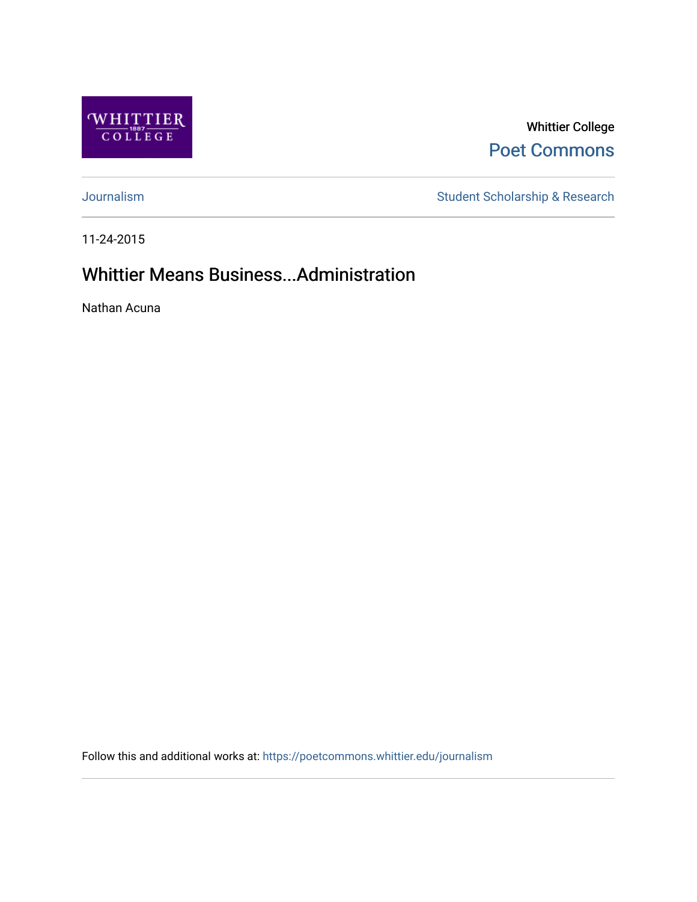Whittier College
Poet Commons

Journalism | Student Scholarship & Research

11-24-2015

# Whittier Means Business...Administration

Nathan Acuna

Follow this and additional works at: https://poetcommons.whittier.edu/journalism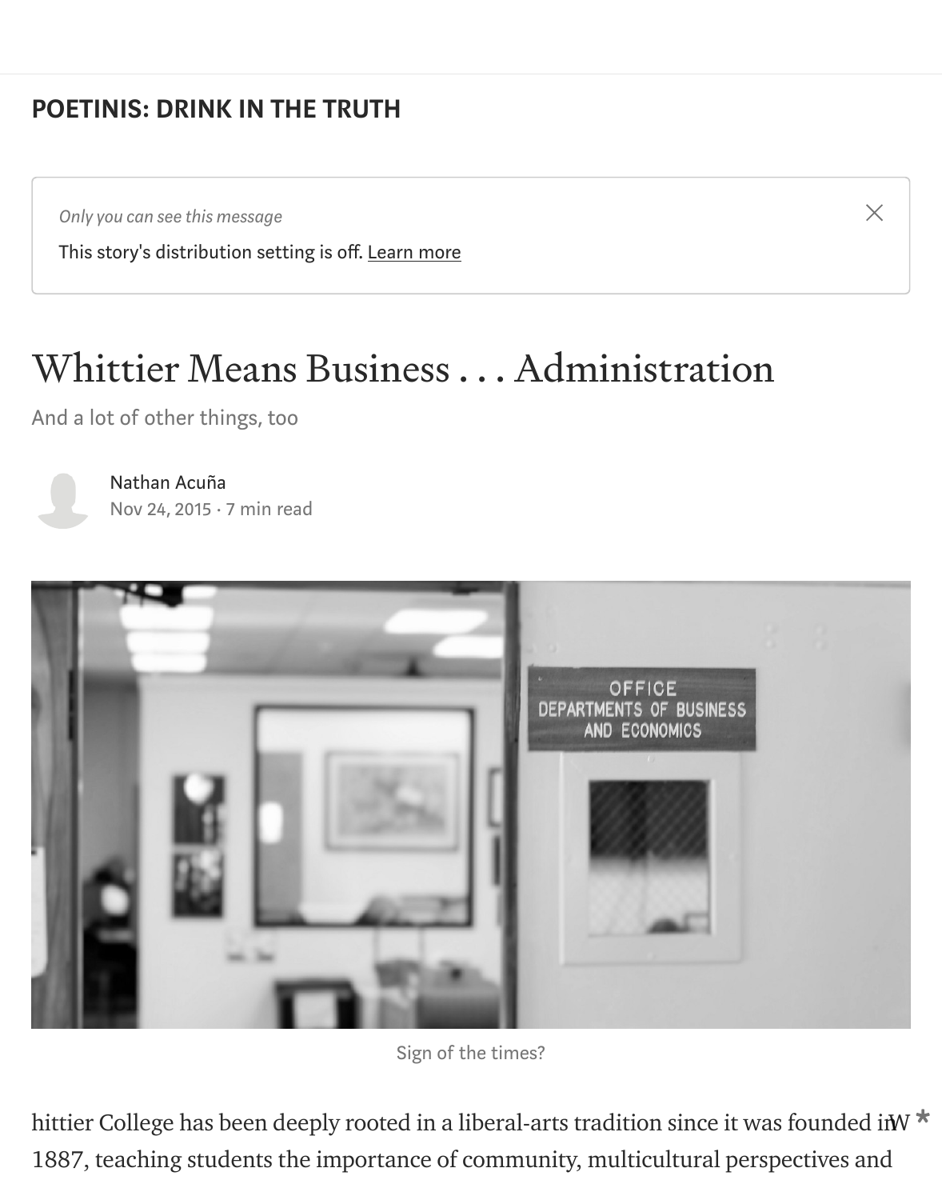**POETINIS: DRINK IN THE TRUTH**

*Only you can see this message*

This story's distribution setting is off. Learn more

# Whittier Means Business . . . Administration

And a lot of other things, too

Nathan Acuña

Nov 24, 2015 · 7 min read

Sign of the times?

Whittier College has been deeply rooted in a liberal-arts tradition since it was founded in 1887, teaching students the importance of community, multicultural perspectives and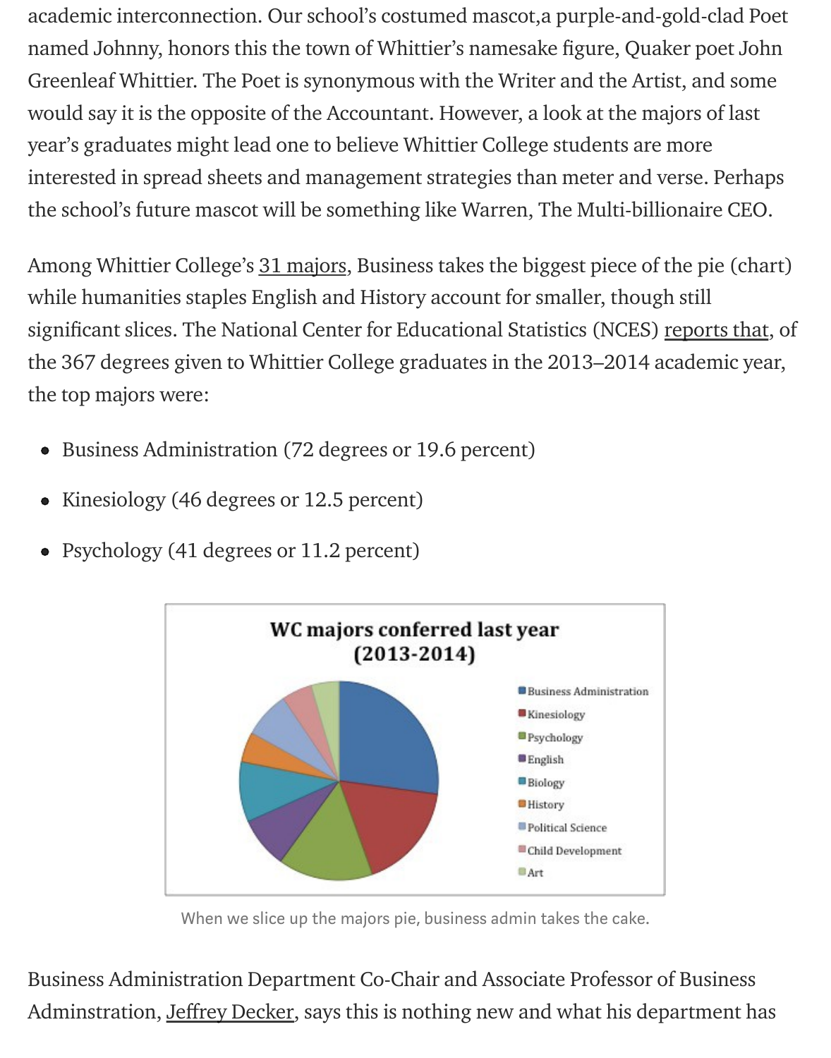academic interconnection. Our school's costumed mascot,a purple-and-gold-clad Poet named Johnny, honors this the town of Whittier's namesake figure, Quaker poet John Greenleaf Whittier. The Poet is synonymous with the Writer and the Artist, and some would say it is the opposite of the Accountant. However, a look at the majors of last year's graduates might lead one to believe Whittier College students are more interested in spread sheets and management strategies than meter and verse. Perhaps the school's future mascot will be something like Warren, The Multi-billionaire CEO.

Among Whittier College's 31 majors, Business takes the biggest piece of the pie (chart) while humanities staples English and History account for smaller, though still significant slices. The National Center for Educational Statistics (NCES) reports that, of the 367 degrees given to Whittier College graduates in the 2013–2014 academic year, the top majors were:

- Business Administration (72 degrees or 19.6 percent)
- Kinesiology (46 degrees or 12.5 percent)
- Psychology (41 degrees or 11.2 percent)

**WC majors conferred last year (2013-2014)**

Legend: Business Administration, Kinesiology, Psychology, English, Biology, History, Political Science, Child Development, Art

When we slice up the majors pie, business admin takes the cake.

Business Administration Department Co-Chair and Associate Professor of Business Adminstration, Jeffrey Decker, says this is nothing new and what his department has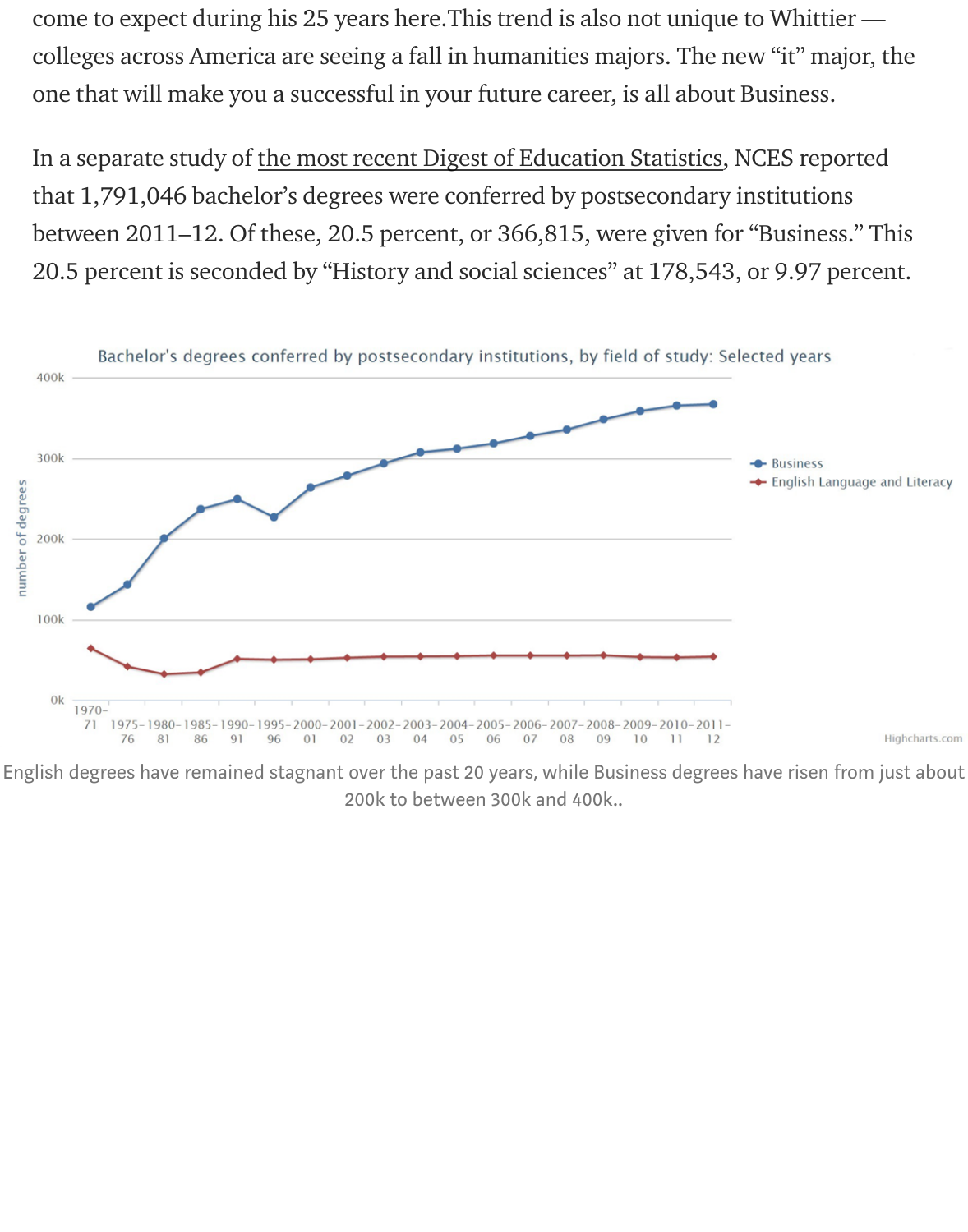come to expect during his 25 years here.This trend is also not unique to Whittier — colleges across America are seeing a fall in humanities majors. The new "it" major, the one that will make you a successful in your future career, is all about Business.

In a separate study of the most recent Digest of Education Statistics, NCES reported that 1,791,046 bachelor's degrees were conferred by postsecondary institutions between 2011–12. Of these, 20.5 percent, or 366,815, were given for "Business." This 20.5 percent is seconded by "History and social sciences" at 178,543, or 9.97 percent.

Bachelor's degrees conferred by postsecondary institutions, by field of study: Selected years

English degrees have remained stagnant over the past 20 years, while Business degrees have risen from just about 200k to between 300k and 400k..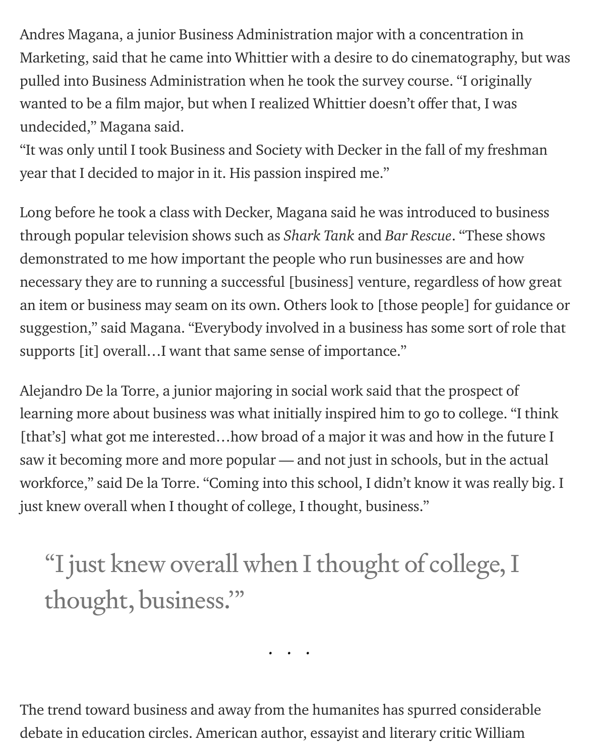Andres Magana, a junior Business Administration major with a concentration in Marketing, said that he came into Whittier with a desire to do cinematography, but was pulled into Business Administration when he took the survey course. "I originally wanted to be a film major, but when I realized Whittier doesn't offer that, I was undecided," Magana said.
"It was only until I took Business and Society with Decker in the fall of my freshman year that I decided to major in it. His passion inspired me."

Long before he took a class with Decker, Magana said he was introduced to business through popular television shows such as *Shark Tank* and *Bar Rescue*. "These shows demonstrated to me how important the people who run businesses are and how necessary they are to running a successful [business] venture, regardless of how great an item or business may seam on its own. Others look to [those people] for guidance or suggestion," said Magana. "Everybody involved in a business has some sort of role that supports [it] overall…I want that same sense of importance."

Alejandro De la Torre, a junior majoring in social work said that the prospect of learning more about business was what initially inspired him to go to college. "I think [that's] what got me interested…how broad of a major it was and how in the future I saw it becoming more and more popular — and not just in schools, but in the actual workforce," said De la Torre. "Coming into this school, I didn't know it was really big. I just knew overall when I thought of college, I thought, business."

> "I just knew overall when I thought of college, I thought, business.'"

. . .

The trend toward business and away from the humanites has spurred considerable debate in education circles. American author, essayist and literary critic William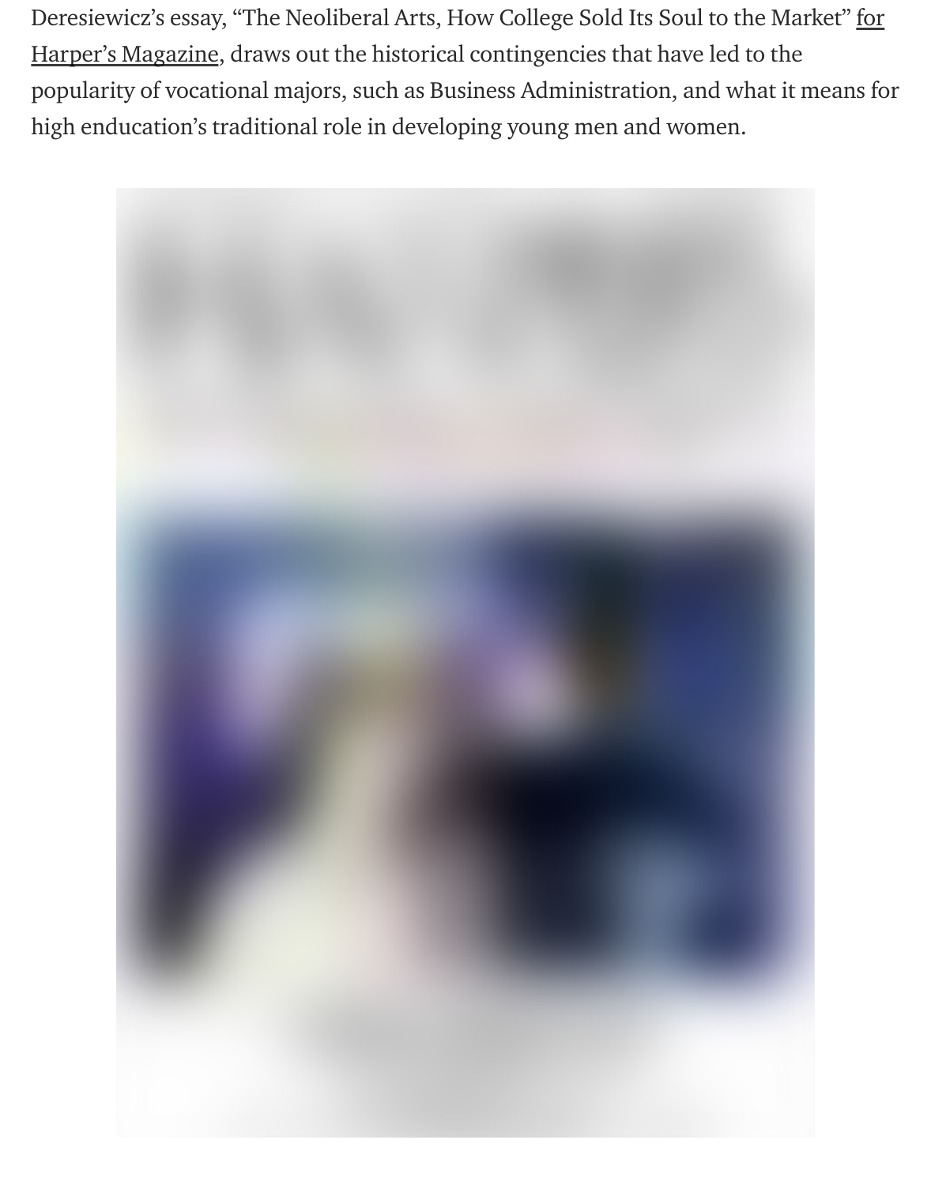Deresiewicz's essay, "The Neoliberal Arts, How College Sold Its Soul to the Market" for Harper's Magazine, draws out the historical contingencies that have led to the popularity of vocational majors, such as Business Administration, and what it means for high enducation's traditional role in developing young men and women.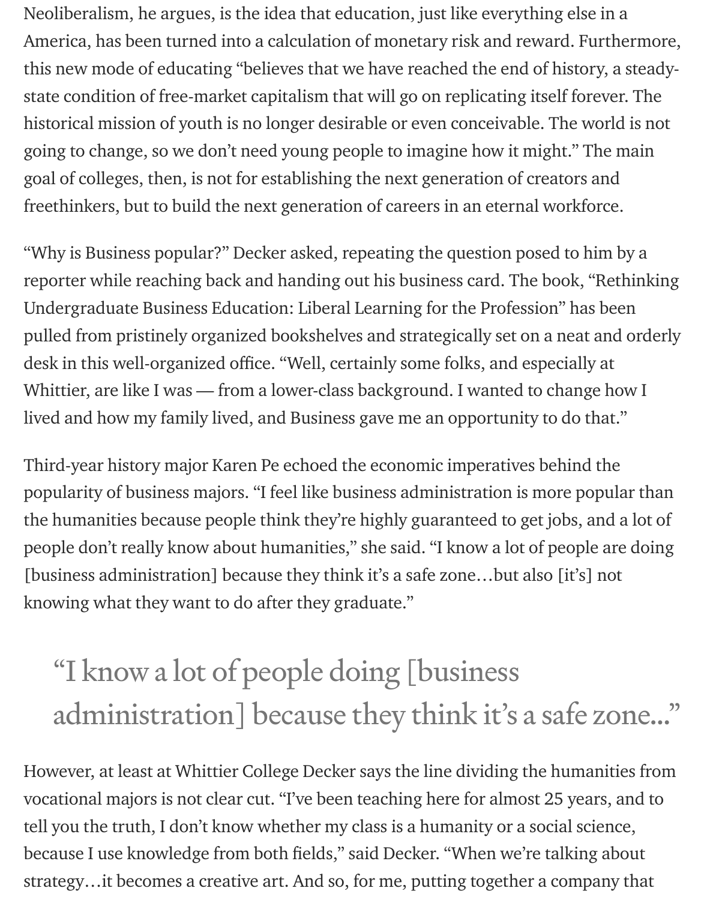Neoliberalism, he argues, is the idea that education, just like everything else in a America, has been turned into a calculation of monetary risk and reward. Furthermore, this new mode of educating "believes that we have reached the end of history, a steady-state condition of free-market capitalism that will go on replicating itself forever. The historical mission of youth is no longer desirable or even conceivable. The world is not going to change, so we don't need young people to imagine how it might." The main goal of colleges, then, is not for establishing the next generation of creators and freethinkers, but to build the next generation of careers in an eternal workforce.

"Why is Business popular?" Decker asked, repeating the question posed to him by a reporter while reaching back and handing out his business card. The book, "Rethinking Undergraduate Business Education: Liberal Learning for the Profession" has been pulled from pristinely organized bookshelves and strategically set on a neat and orderly desk in this well-organized office. "Well, certainly some folks, and especially at Whittier, are like I was — from a lower-class background. I wanted to change how I lived and how my family lived, and Business gave me an opportunity to do that."

Third-year history major Karen Pe echoed the economic imperatives behind the popularity of business majors. "I feel like business administration is more popular than the humanities because people think they're highly guaranteed to get jobs, and a lot of people don't really know about humanities," she said. "I know a lot of people are doing [business administration] because they think it's a safe zone…but also [it's] not knowing what they want to do after they graduate."

> "I know a lot of people doing [business administration] because they think it's a safe zone…"

However, at least at Whittier College Decker says the line dividing the humanities from vocational majors is not clear cut. "I've been teaching here for almost 25 years, and to tell you the truth, I don't know whether my class is a humanity or a social science, because I use knowledge from both fields," said Decker. "When we're talking about strategy…it becomes a creative art. And so, for me, putting together a company that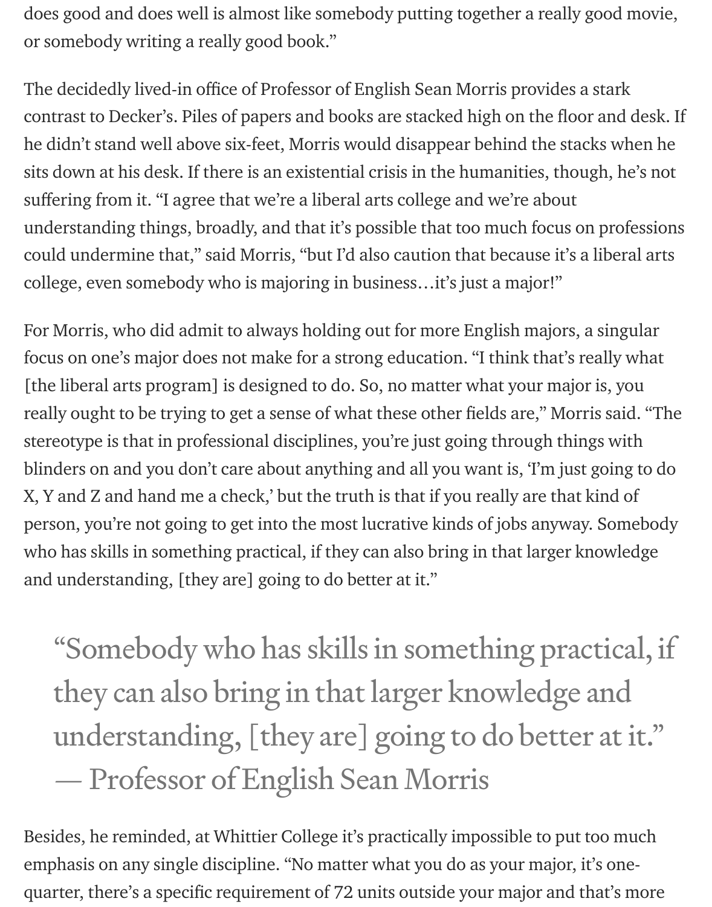does good and does well is almost like somebody putting together a really good movie, or somebody writing a really good book."

The decidedly lived-in office of Professor of English Sean Morris provides a stark contrast to Decker's. Piles of papers and books are stacked high on the floor and desk. If he didn't stand well above six-feet, Morris would disappear behind the stacks when he sits down at his desk. If there is an existential crisis in the humanities, though, he's not suffering from it. "I agree that we're a liberal arts college and we're about understanding things, broadly, and that it's possible that too much focus on professions could undermine that," said Morris, "but I'd also caution that because it's a liberal arts college, even somebody who is majoring in business…it's just a major!"

For Morris, who did admit to always holding out for more English majors, a singular focus on one's major does not make for a strong education. "I think that's really what [the liberal arts program] is designed to do. So, no matter what your major is, you really ought to be trying to get a sense of what these other fields are," Morris said. "The stereotype is that in professional disciplines, you're just going through things with blinders on and you don't care about anything and all you want is, 'I'm just going to do X, Y and Z and hand me a check,' but the truth is that if you really are that kind of person, you're not going to get into the most lucrative kinds of jobs anyway. Somebody who has skills in something practical, if they can also bring in that larger knowledge and understanding, [they are] going to do better at it."

> "Somebody who has skills in something practical, if they can also bring in that larger knowledge and understanding, [they are] going to do better at it."
> — Professor of English Sean Morris

Besides, he reminded, at Whittier College it's practically impossible to put too much emphasis on any single discipline. "No matter what you do as your major, it's one-quarter, there's a specific requirement of 72 units outside your major and that's more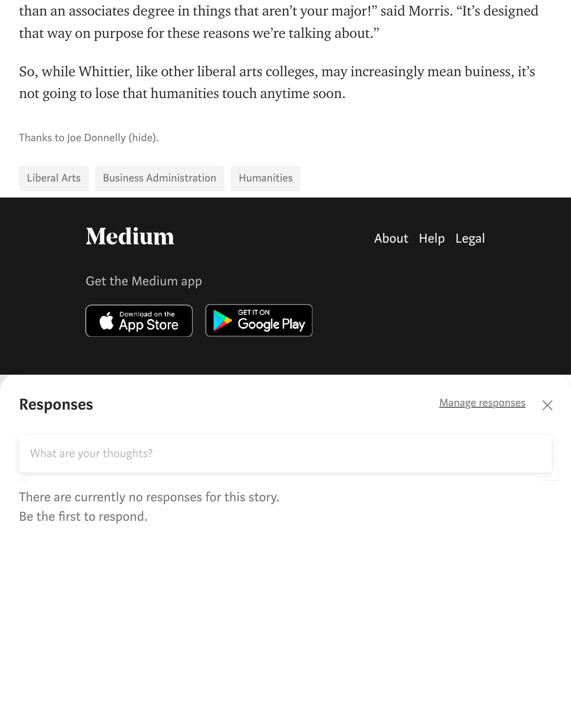than an associates degree in things that aren't your major!" said Morris. "It's designed that way on purpose for these reasons we're talking about."

So, while Whittier, like other liberal arts colleges, may increasingly mean buiness, it's not going to lose that humanities touch anytime soon.

Thanks to Joe Donnelly (hide).

Liberal Arts | Business Administration | Humanities

Medium

About | Help | Legal

Get the Medium app

Download on the App Store | GET IT ON Google Play

## Responses

Manage responses

What are your thoughts?

There are currently no responses for this story.
Be the first to respond.